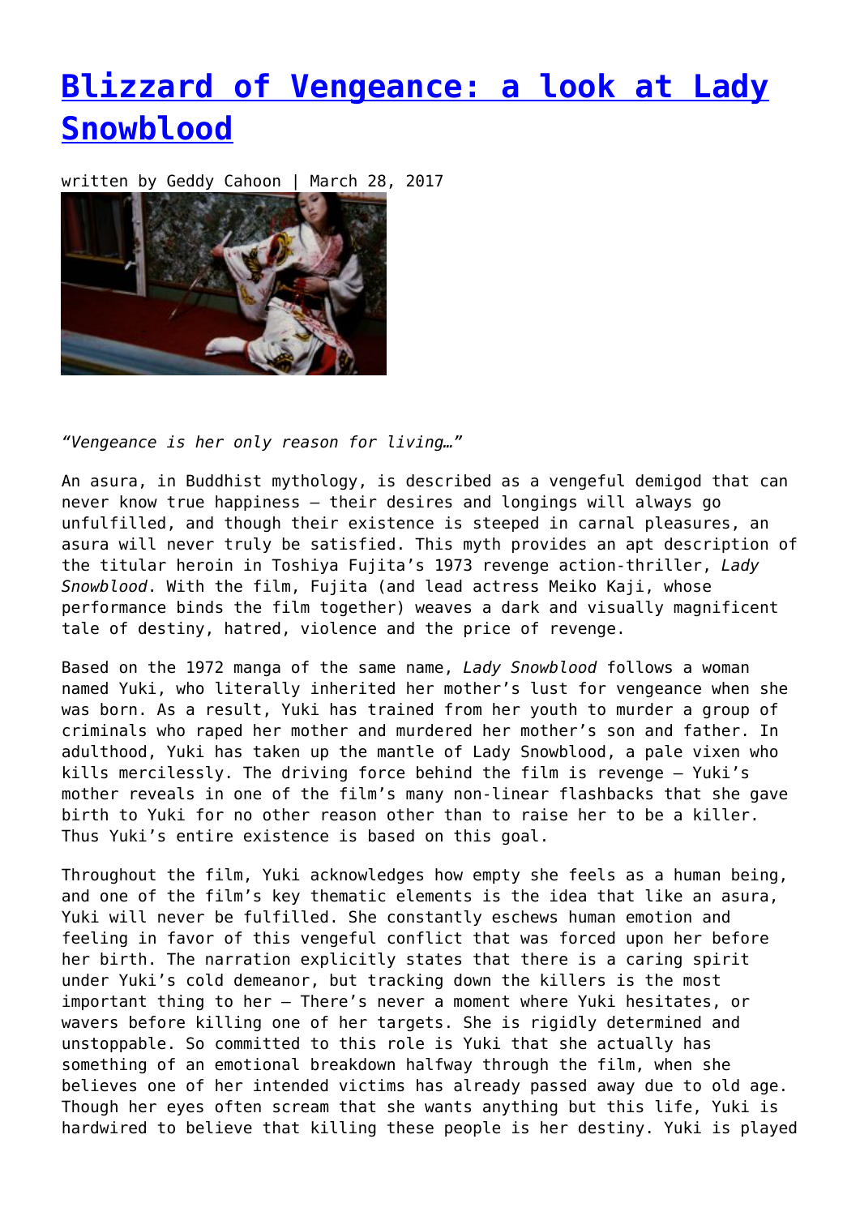# [Blizzard of Vengeance: a look at Lady Snowblood]()

written by Geddy Cahoon | March 28, 2017

*"Vengeance is her only reason for living…"*

An asura, in Buddhist mythology, is described as a vengeful demigod that can never know true happiness – their desires and longings will always go unfulfilled, and though their existence is steeped in carnal pleasures, an asura will never truly be satisfied. This myth provides an apt description of the titular heroin in Toshiya Fujita's 1973 revenge action-thriller, *Lady Snowblood*. With the film, Fujita (and lead actress Meiko Kaji, whose performance binds the film together) weaves a dark and visually magnificent tale of destiny, hatred, violence and the price of revenge.

Based on the 1972 manga of the same name, *Lady Snowblood* follows a woman named Yuki, who literally inherited her mother's lust for vengeance when she was born. As a result, Yuki has trained from her youth to murder a group of criminals who raped her mother and murdered her mother's son and father. In adulthood, Yuki has taken up the mantle of Lady Snowblood, a pale vixen who kills mercilessly. The driving force behind the film is revenge – Yuki's mother reveals in one of the film's many non-linear flashbacks that she gave birth to Yuki for no other reason other than to raise her to be a killer. Thus Yuki's entire existence is based on this goal.

Throughout the film, Yuki acknowledges how empty she feels as a human being, and one of the film's key thematic elements is the idea that like an asura, Yuki will never be fulfilled. She constantly eschews human emotion and feeling in favor of this vengeful conflict that was forced upon her before her birth. The narration explicitly states that there is a caring spirit under Yuki's cold demeanor, but tracking down the killers is the most important thing to her – There's never a moment where Yuki hesitates, or wavers before killing one of her targets. She is rigidly determined and unstoppable. So committed to this role is Yuki that she actually has something of an emotional breakdown halfway through the film, when she believes one of her intended victims has already passed away due to old age. Though her eyes often scream that she wants anything but this life, Yuki is hardwired to believe that killing these people is her destiny. Yuki is played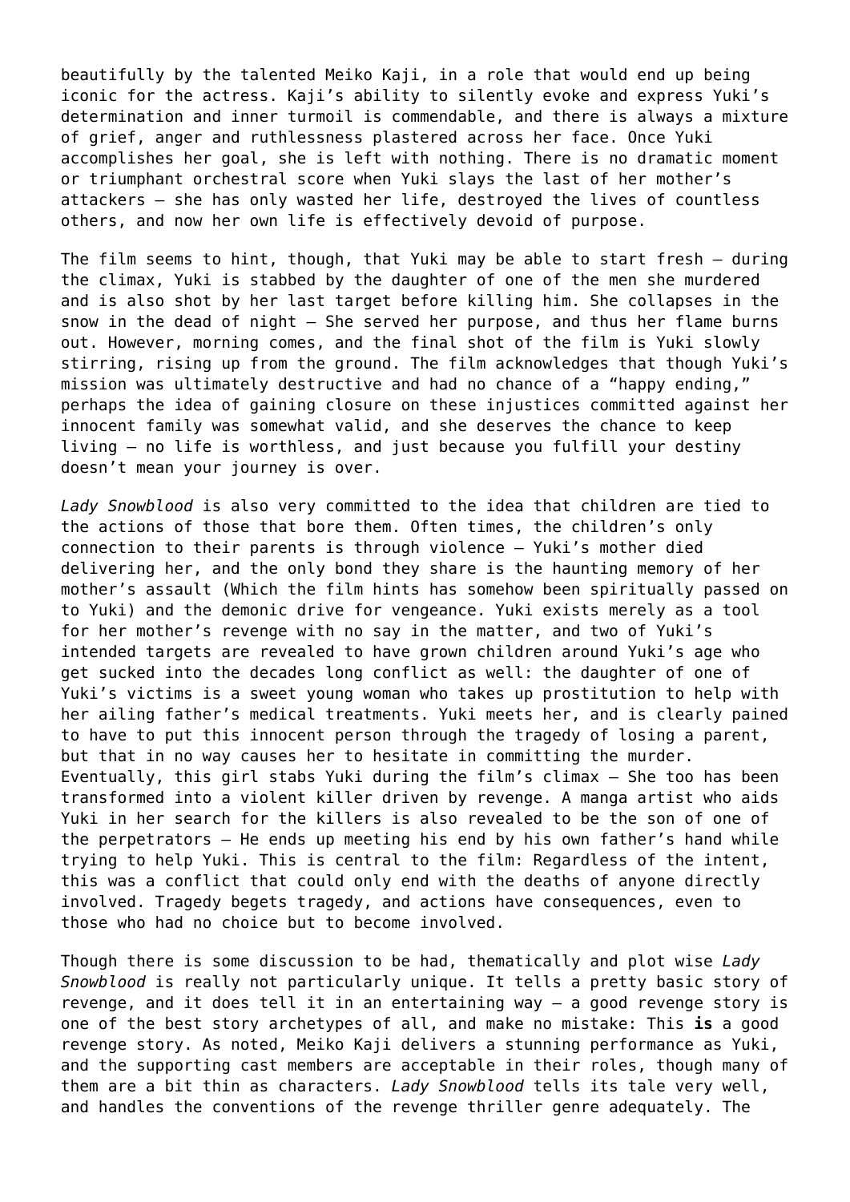beautifully by the talented Meiko Kaji, in a role that would end up being iconic for the actress. Kaji's ability to silently evoke and express Yuki's determination and inner turmoil is commendable, and there is always a mixture of grief, anger and ruthlessness plastered across her face. Once Yuki accomplishes her goal, she is left with nothing. There is no dramatic moment or triumphant orchestral score when Yuki slays the last of her mother's attackers – she has only wasted her life, destroyed the lives of countless others, and now her own life is effectively devoid of purpose.

The film seems to hint, though, that Yuki may be able to start fresh – during the climax, Yuki is stabbed by the daughter of one of the men she murdered and is also shot by her last target before killing him. She collapses in the snow in the dead of night – She served her purpose, and thus her flame burns out. However, morning comes, and the final shot of the film is Yuki slowly stirring, rising up from the ground. The film acknowledges that though Yuki's mission was ultimately destructive and had no chance of a "happy ending," perhaps the idea of gaining closure on these injustices committed against her innocent family was somewhat valid, and she deserves the chance to keep living – no life is worthless, and just because you fulfill your destiny doesn't mean your journey is over.

*Lady Snowblood* is also very committed to the idea that children are tied to the actions of those that bore them. Often times, the children's only connection to their parents is through violence – Yuki's mother died delivering her, and the only bond they share is the haunting memory of her mother's assault (Which the film hints has somehow been spiritually passed on to Yuki) and the demonic drive for vengeance. Yuki exists merely as a tool for her mother's revenge with no say in the matter, and two of Yuki's intended targets are revealed to have grown children around Yuki's age who get sucked into the decades long conflict as well: the daughter of one of Yuki's victims is a sweet young woman who takes up prostitution to help with her ailing father's medical treatments. Yuki meets her, and is clearly pained to have to put this innocent person through the tragedy of losing a parent, but that in no way causes her to hesitate in committing the murder. Eventually, this girl stabs Yuki during the film's climax – She too has been transformed into a violent killer driven by revenge. A manga artist who aids Yuki in her search for the killers is also revealed to be the son of one of the perpetrators – He ends up meeting his end by his own father's hand while trying to help Yuki. This is central to the film: Regardless of the intent, this was a conflict that could only end with the deaths of anyone directly involved. Tragedy begets tragedy, and actions have consequences, even to those who had no choice but to become involved.

Though there is some discussion to be had, thematically and plot wise *Lady Snowblood* is really not particularly unique. It tells a pretty basic story of revenge, and it does tell it in an entertaining way – a good revenge story is one of the best story archetypes of all, and make no mistake: This **is** a good revenge story. As noted, Meiko Kaji delivers a stunning performance as Yuki, and the supporting cast members are acceptable in their roles, though many of them are a bit thin as characters. *Lady Snowblood* tells its tale very well, and handles the conventions of the revenge thriller genre adequately. The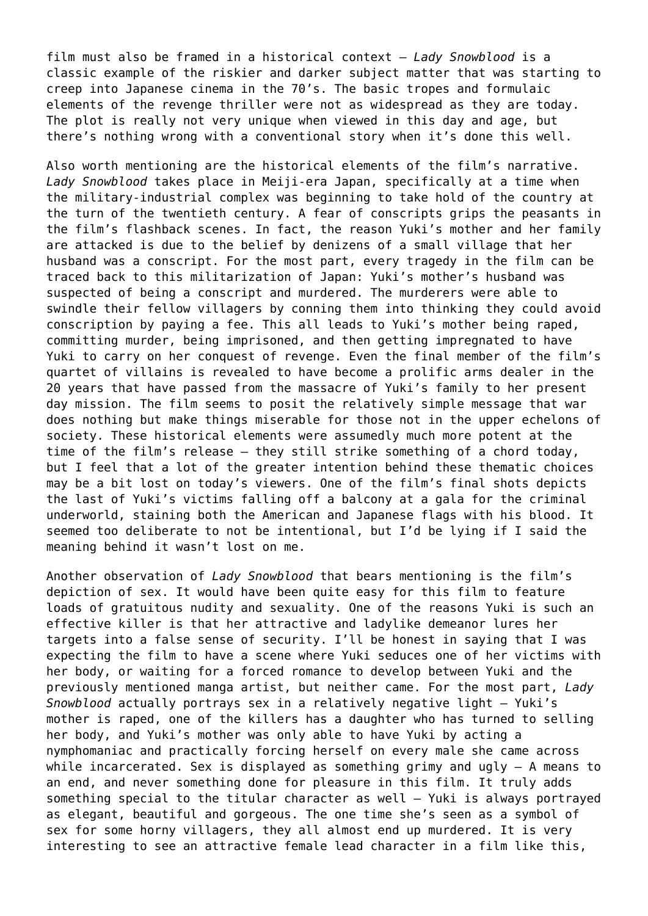film must also be framed in a historical context – *Lady Snowblood* is a classic example of the riskier and darker subject matter that was starting to creep into Japanese cinema in the 70's. The basic tropes and formulaic elements of the revenge thriller were not as widespread as they are today. The plot is really not very unique when viewed in this day and age, but there's nothing wrong with a conventional story when it's done this well.

Also worth mentioning are the historical elements of the film's narrative. *Lady Snowblood* takes place in Meiji-era Japan, specifically at a time when the military-industrial complex was beginning to take hold of the country at the turn of the twentieth century. A fear of conscripts grips the peasants in the film's flashback scenes. In fact, the reason Yuki's mother and her family are attacked is due to the belief by denizens of a small village that her husband was a conscript. For the most part, every tragedy in the film can be traced back to this militarization of Japan: Yuki's mother's husband was suspected of being a conscript and murdered. The murderers were able to swindle their fellow villagers by conning them into thinking they could avoid conscription by paying a fee. This all leads to Yuki's mother being raped, committing murder, being imprisoned, and then getting impregnated to have Yuki to carry on her conquest of revenge. Even the final member of the film's quartet of villains is revealed to have become a prolific arms dealer in the 20 years that have passed from the massacre of Yuki's family to her present day mission. The film seems to posit the relatively simple message that war does nothing but make things miserable for those not in the upper echelons of society. These historical elements were assumedly much more potent at the time of the film's release – they still strike something of a chord today, but I feel that a lot of the greater intention behind these thematic choices may be a bit lost on today's viewers. One of the film's final shots depicts the last of Yuki's victims falling off a balcony at a gala for the criminal underworld, staining both the American and Japanese flags with his blood. It seemed too deliberate to not be intentional, but I'd be lying if I said the meaning behind it wasn't lost on me.

Another observation of *Lady Snowblood* that bears mentioning is the film's depiction of sex. It would have been quite easy for this film to feature loads of gratuitous nudity and sexuality. One of the reasons Yuki is such an effective killer is that her attractive and ladylike demeanor lures her targets into a false sense of security. I'll be honest in saying that I was expecting the film to have a scene where Yuki seduces one of her victims with her body, or waiting for a forced romance to develop between Yuki and the previously mentioned manga artist, but neither came. For the most part, *Lady Snowblood* actually portrays sex in a relatively negative light – Yuki's mother is raped, one of the killers has a daughter who has turned to selling her body, and Yuki's mother was only able to have Yuki by acting a nymphomaniac and practically forcing herself on every male she came across while incarcerated. Sex is displayed as something grimy and ugly – A means to an end, and never something done for pleasure in this film. It truly adds something special to the titular character as well – Yuki is always portrayed as elegant, beautiful and gorgeous. The one time she's seen as a symbol of sex for some horny villagers, they all almost end up murdered. It is very interesting to see an attractive female lead character in a film like this,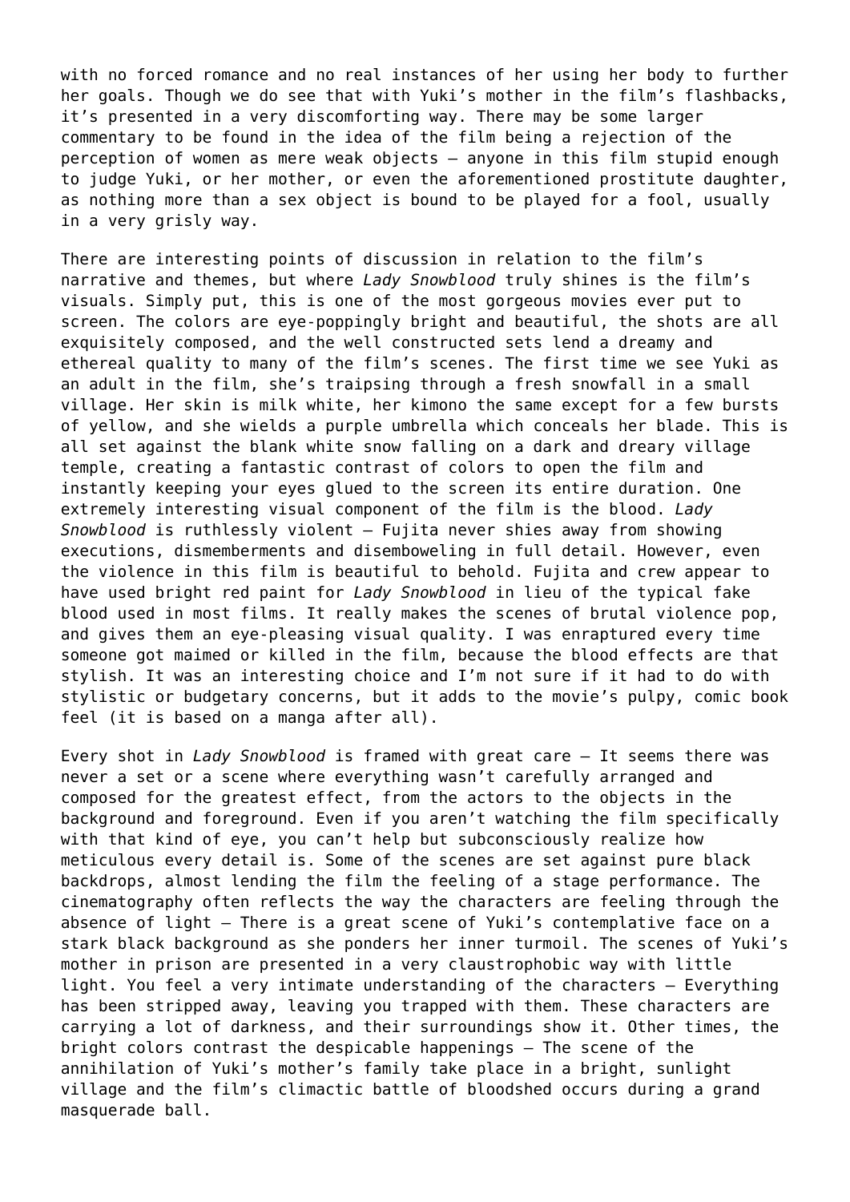with no forced romance and no real instances of her using her body to further her goals. Though we do see that with Yuki's mother in the film's flashbacks, it's presented in a very discomforting way. There may be some larger commentary to be found in the idea of the film being a rejection of the perception of women as mere weak objects – anyone in this film stupid enough to judge Yuki, or her mother, or even the aforementioned prostitute daughter, as nothing more than a sex object is bound to be played for a fool, usually in a very grisly way.

There are interesting points of discussion in relation to the film's narrative and themes, but where *Lady Snowblood* truly shines is the film's visuals. Simply put, this is one of the most gorgeous movies ever put to screen. The colors are eye-poppingly bright and beautiful, the shots are all exquisitely composed, and the well constructed sets lend a dreamy and ethereal quality to many of the film's scenes. The first time we see Yuki as an adult in the film, she's traipsing through a fresh snowfall in a small village. Her skin is milk white, her kimono the same except for a few bursts of yellow, and she wields a purple umbrella which conceals her blade. This is all set against the blank white snow falling on a dark and dreary village temple, creating a fantastic contrast of colors to open the film and instantly keeping your eyes glued to the screen its entire duration. One extremely interesting visual component of the film is the blood. *Lady Snowblood* is ruthlessly violent – Fujita never shies away from showing executions, dismemberments and disemboweling in full detail. However, even the violence in this film is beautiful to behold. Fujita and crew appear to have used bright red paint for *Lady Snowblood* in lieu of the typical fake blood used in most films. It really makes the scenes of brutal violence pop, and gives them an eye-pleasing visual quality. I was enraptured every time someone got maimed or killed in the film, because the blood effects are that stylish. It was an interesting choice and I'm not sure if it had to do with stylistic or budgetary concerns, but it adds to the movie's pulpy, comic book feel (it is based on a manga after all).

Every shot in *Lady Snowblood* is framed with great care – It seems there was never a set or a scene where everything wasn't carefully arranged and composed for the greatest effect, from the actors to the objects in the background and foreground. Even if you aren't watching the film specifically with that kind of eye, you can't help but subconsciously realize how meticulous every detail is. Some of the scenes are set against pure black backdrops, almost lending the film the feeling of a stage performance. The cinematography often reflects the way the characters are feeling through the absence of light – There is a great scene of Yuki's contemplative face on a stark black background as she ponders her inner turmoil. The scenes of Yuki's mother in prison are presented in a very claustrophobic way with little light. You feel a very intimate understanding of the characters – Everything has been stripped away, leaving you trapped with them. These characters are carrying a lot of darkness, and their surroundings show it. Other times, the bright colors contrast the despicable happenings – The scene of the annihilation of Yuki's mother's family take place in a bright, sunlight village and the film's climactic battle of bloodshed occurs during a grand masquerade ball.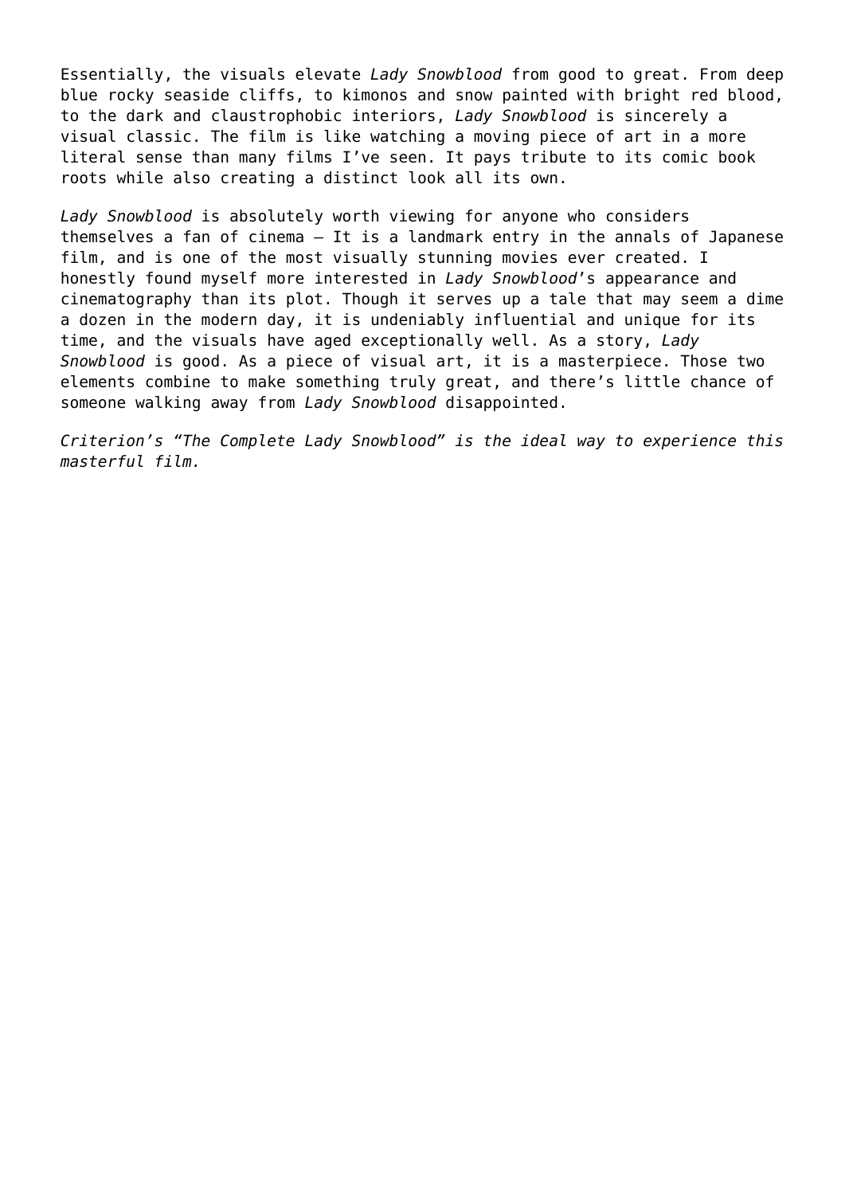Essentially, the visuals elevate *Lady Snowblood* from good to great. From deep blue rocky seaside cliffs, to kimonos and snow painted with bright red blood, to the dark and claustrophobic interiors, *Lady Snowblood* is sincerely a visual classic. The film is like watching a moving piece of art in a more literal sense than many films I've seen. It pays tribute to its comic book roots while also creating a distinct look all its own.

*Lady Snowblood* is absolutely worth viewing for anyone who considers themselves a fan of cinema – It is a landmark entry in the annals of Japanese film, and is one of the most visually stunning movies ever created. I honestly found myself more interested in *Lady Snowblood*'s appearance and cinematography than its plot. Though it serves up a tale that may seem a dime a dozen in the modern day, it is undeniably influential and unique for its time, and the visuals have aged exceptionally well. As a story, *Lady Snowblood* is good. As a piece of visual art, it is a masterpiece. Those two elements combine to make something truly great, and there's little chance of someone walking away from *Lady Snowblood* disappointed.

*Criterion's "The Complete Lady Snowblood" is the ideal way to experience this masterful film.*